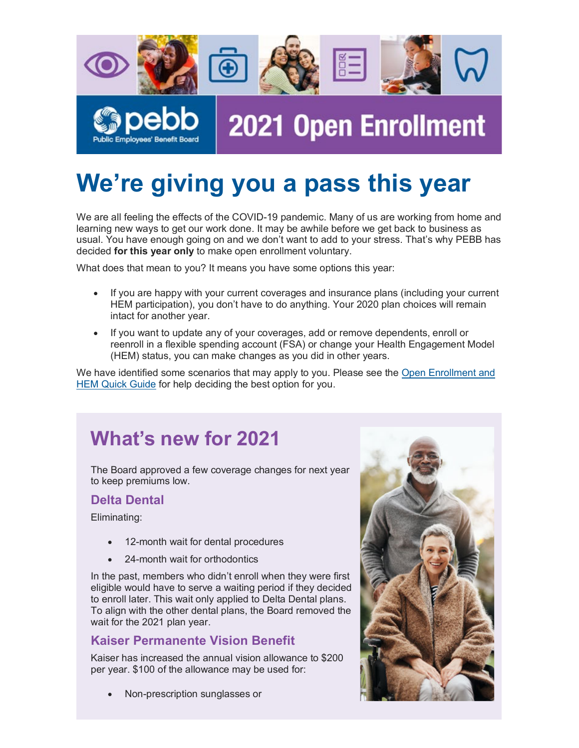pebb

Public Employees' Benefit Board

2021 Open Enrollment

# We're giving you a pass this year

We are all feeling the effects of the COVID-19 pandemic. Many of us are working from home and learning new ways to get our work done. It may be awhile before we get back to business as usual. You have enough going on and we don't want to add to your stress. That's why PEBB has decided **for this year only** to make open enrollment voluntary.

What does that mean to you? It means you have some options this year:

- If you are happy with your current coverages and insurance plans (including your current HEM participation), you don't have to do anything. Your 2020 plan choices will remain intact for another year.
- If you want to update any of your coverages, add or remove dependents, enroll or reenroll in a flexible spending account (FSA) or change your Health Engagement Model (HEM) status, you can make changes as you did in other years.

We have identified some scenarios that may apply to you. Please see the Open Enrollment and HEM Quick Guide for help deciding the best option for you.

## What's new for 2021

The Board approved a few coverage changes for next year to keep premiums low.

### Delta Dental

Eliminating:

- 12-month wait for dental procedures
- 24-month wait for orthodontics

In the past, members who didn't enroll when they were first eligible would have to serve a waiting period if they decided to enroll later. This wait only applied to Delta Dental plans. To align with the other dental plans, the Board removed the wait for the 2021 plan year.

### Kaiser Permanente Vision Benefit

Kaiser has increased the annual vision allowance to $200 per year. $100 of the allowance may be used for:

- Non-prescription sunglasses or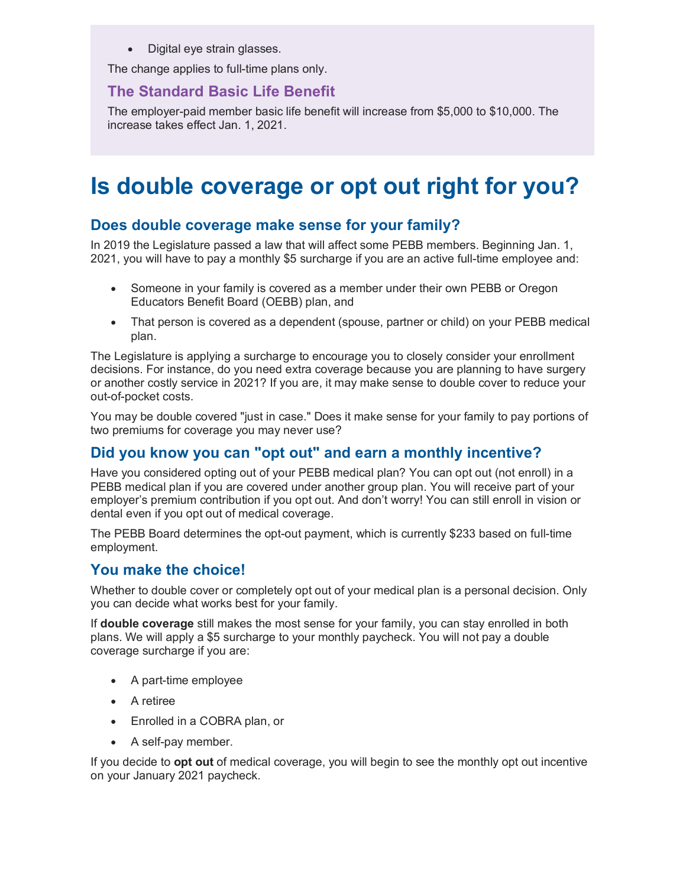- Digital eye strain glasses.

The change applies to full-time plans only.

### The Standard Basic Life Benefit

The employer-paid member basic life benefit will increase from $5,000 to $10,000. The increase takes effect Jan. 1, 2021.

# Is double coverage or opt out right for you?

## Does double coverage make sense for your family?

In 2019 the Legislature passed a law that will affect some PEBB members. Beginning Jan. 1, 2021, you will have to pay a monthly $5 surcharge if you are an active full-time employee and:

- Someone in your family is covered as a member under their own PEBB or Oregon Educators Benefit Board (OEBB) plan, and
- That person is covered as a dependent (spouse, partner or child) on your PEBB medical plan.

The Legislature is applying a surcharge to encourage you to closely consider your enrollment decisions. For instance, do you need extra coverage because you are planning to have surgery or another costly service in 2021? If you are, it may make sense to double cover to reduce your out-of-pocket costs.

You may be double covered "just in case." Does it make sense for your family to pay portions of two premiums for coverage you may never use?

## Did you know you can "opt out" and earn a monthly incentive?

Have you considered opting out of your PEBB medical plan? You can opt out (not enroll) in a PEBB medical plan if you are covered under another group plan. You will receive part of your employer's premium contribution if you opt out. And don't worry! You can still enroll in vision or dental even if you opt out of medical coverage.

The PEBB Board determines the opt-out payment, which is currently $233 based on full-time employment.

## You make the choice!

Whether to double cover or completely opt out of your medical plan is a personal decision. Only you can decide what works best for your family.

If **double coverage** still makes the most sense for your family, you can stay enrolled in both plans. We will apply a $5 surcharge to your monthly paycheck. You will not pay a double coverage surcharge if you are:

- A part-time employee
- A retiree
- Enrolled in a COBRA plan, or
- A self-pay member.

If you decide to **opt out** of medical coverage, you will begin to see the monthly opt out incentive on your January 2021 paycheck.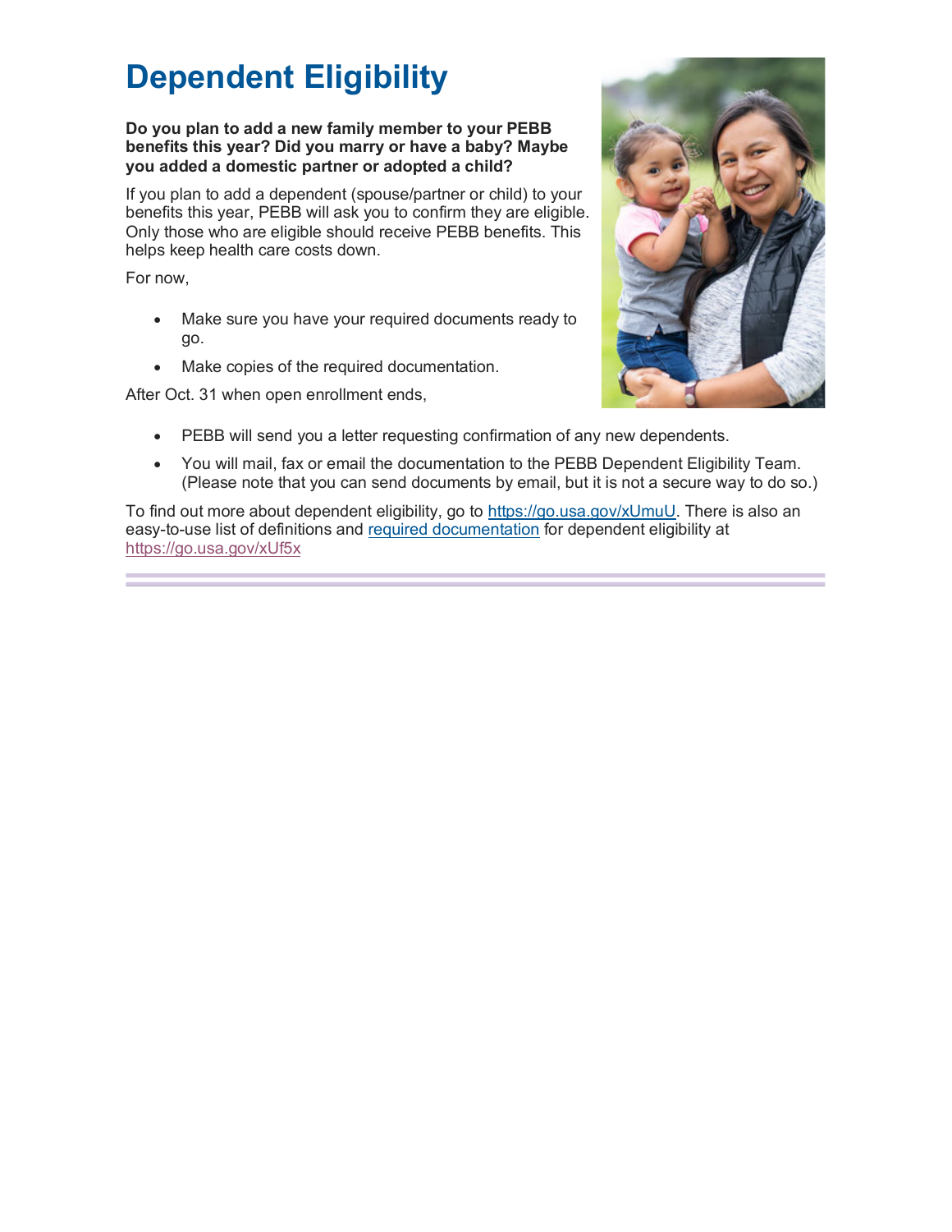# Dependent Eligibility

**Do you plan to add a new family member to your PEBB benefits this year? Did you marry or have a baby? Maybe you added a domestic partner or adopted a child?**

If you plan to add a dependent (spouse/partner or child) to your benefits this year, PEBB will ask you to confirm they are eligible. Only those who are eligible should receive PEBB benefits. This helps keep health care costs down.

For now,

- Make sure you have your required documents ready to go.
- Make copies of the required documentation.

After Oct. 31 when open enrollment ends,

- PEBB will send you a letter requesting confirmation of any new dependents.
- You will mail, fax or email the documentation to the PEBB Dependent Eligibility Team. (Please note that you can send documents by email, but it is not a secure way to do so.)

To find out more about dependent eligibility, go to https://go.usa.gov/xUmuU. There is also an easy-to-use list of definitions and required documentation for dependent eligibility at https://go.usa.gov/xUf5x